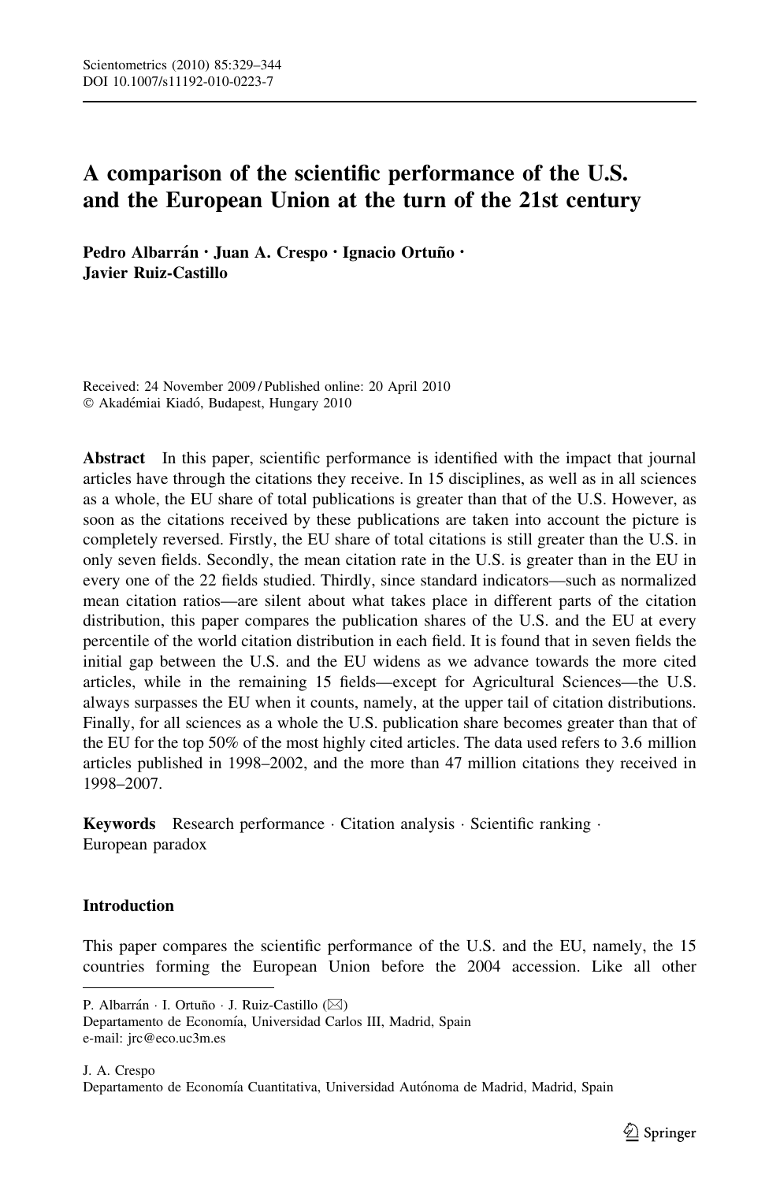Scientometrics (2010) 85:329–344
DOI 10.1007/s11192-010-0223-7

# A comparison of the scientific performance of the U.S. and the European Union at the turn of the 21st century

**Pedro Albarrán · Juan A. Crespo · Ignacio Ortuño · Javier Ruiz-Castillo**

Received: 24 November 2009 / Published online: 20 April 2010
© Akadémiai Kiadó, Budapest, Hungary 2010

**Abstract** In this paper, scientific performance is identified with the impact that journal articles have through the citations they receive. In 15 disciplines, as well as in all sciences as a whole, the EU share of total publications is greater than that of the U.S. However, as soon as the citations received by these publications are taken into account the picture is completely reversed. Firstly, the EU share of total citations is still greater than the U.S. in only seven fields. Secondly, the mean citation rate in the U.S. is greater than in the EU in every one of the 22 fields studied. Thirdly, since standard indicators—such as normalized mean citation ratios—are silent about what takes place in different parts of the citation distribution, this paper compares the publication shares of the U.S. and the EU at every percentile of the world citation distribution in each field. It is found that in seven fields the initial gap between the U.S. and the EU widens as we advance towards the more cited articles, while in the remaining 15 fields—except for Agricultural Sciences—the U.S. always surpasses the EU when it counts, namely, at the upper tail of citation distributions. Finally, for all sciences as a whole the U.S. publication share becomes greater than that of the EU for the top 50% of the most highly cited articles. The data used refers to 3.6 million articles published in 1998–2002, and the more than 47 million citations they received in 1998–2007.

**Keywords** Research performance · Citation analysis · Scientific ranking · European paradox

## Introduction

This paper compares the scientific performance of the U.S. and the EU, namely, the 15 countries forming the European Union before the 2004 accession. Like all other

---

P. Albarrán · I. Ortuño · J. Ruiz-Castillo (✉)
Departamento de Economía, Universidad Carlos III, Madrid, Spain
e-mail: jrc@eco.uc3m.es

J. A. Crespo
Departamento de Economía Cuantitativa, Universidad Autónoma de Madrid, Madrid, Spain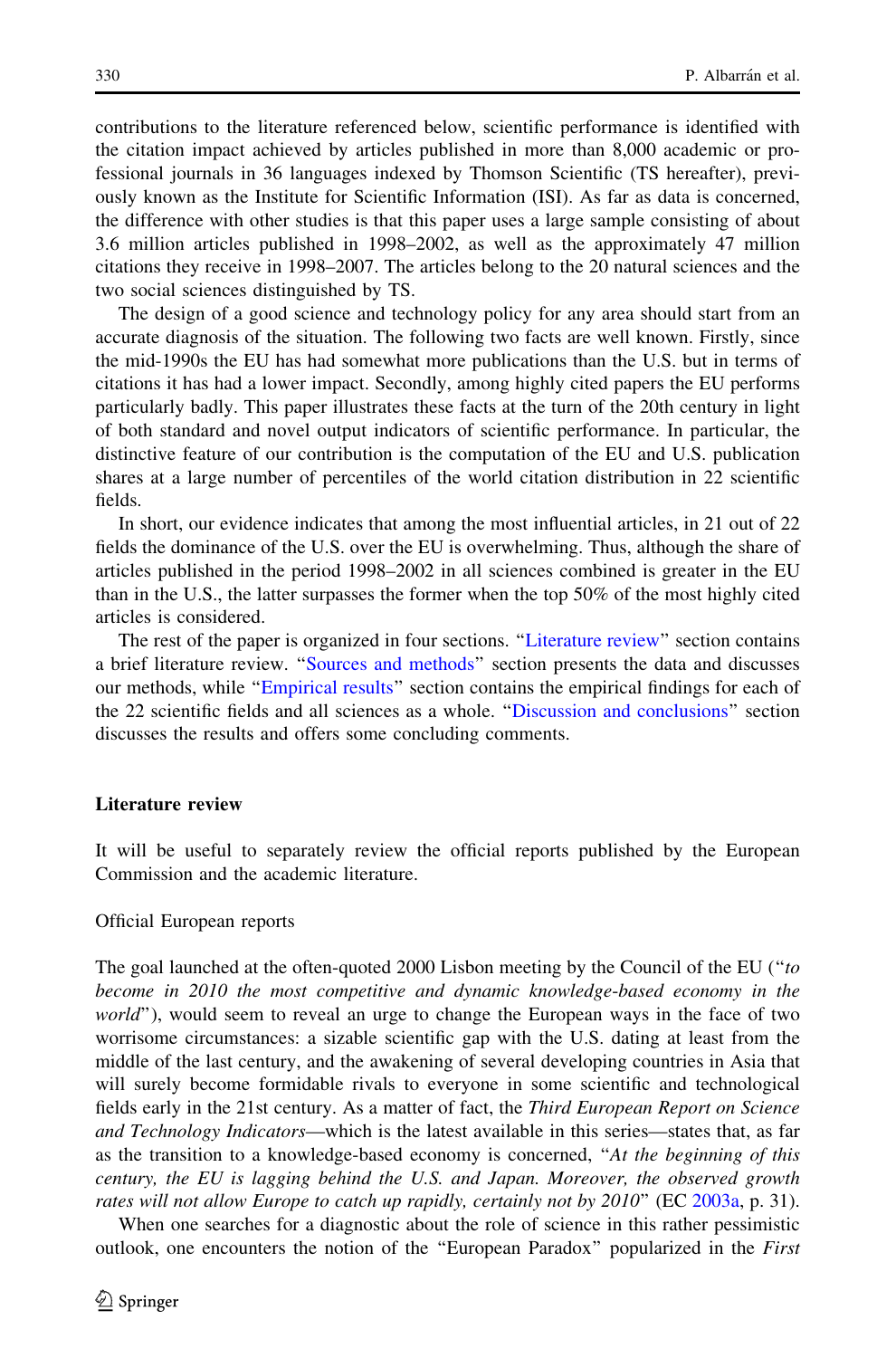contributions to the literature referenced below, scientific performance is identified with the citation impact achieved by articles published in more than 8,000 academic or professional journals in 36 languages indexed by Thomson Scientific (TS hereafter), previously known as the Institute for Scientific Information (ISI). As far as data is concerned, the difference with other studies is that this paper uses a large sample consisting of about 3.6 million articles published in 1998–2002, as well as the approximately 47 million citations they receive in 1998–2007. The articles belong to the 20 natural sciences and the two social sciences distinguished by TS.

The design of a good science and technology policy for any area should start from an accurate diagnosis of the situation. The following two facts are well known. Firstly, since the mid-1990s the EU has had somewhat more publications than the U.S. but in terms of citations it has had a lower impact. Secondly, among highly cited papers the EU performs particularly badly. This paper illustrates these facts at the turn of the 20th century in light of both standard and novel output indicators of scientific performance. In particular, the distinctive feature of our contribution is the computation of the EU and U.S. publication shares at a large number of percentiles of the world citation distribution in 22 scientific fields.

In short, our evidence indicates that among the most influential articles, in 21 out of 22 fields the dominance of the U.S. over the EU is overwhelming. Thus, although the share of articles published in the period 1998–2002 in all sciences combined is greater in the EU than in the U.S., the latter surpasses the former when the top 50% of the most highly cited articles is considered.

The rest of the paper is organized in four sections. "Literature review" section contains a brief literature review. "Sources and methods" section presents the data and discusses our methods, while "Empirical results" section contains the empirical findings for each of the 22 scientific fields and all sciences as a whole. "Discussion and conclusions" section discusses the results and offers some concluding comments.

## Literature review

It will be useful to separately review the official reports published by the European Commission and the academic literature.

### Official European reports

The goal launched at the often-quoted 2000 Lisbon meeting by the Council of the EU ("*to become in 2010 the most competitive and dynamic knowledge-based economy in the world*"), would seem to reveal an urge to change the European ways in the face of two worrisome circumstances: a sizable scientific gap with the U.S. dating at least from the middle of the last century, and the awakening of several developing countries in Asia that will surely become formidable rivals to everyone in some scientific and technological fields early in the 21st century. As a matter of fact, the *Third European Report on Science and Technology Indicators*—which is the latest available in this series—states that, as far as the transition to a knowledge-based economy is concerned, "*At the beginning of this century, the EU is lagging behind the U.S. and Japan. Moreover, the observed growth rates will not allow Europe to catch up rapidly, certainly not by 2010*" (EC 2003a, p. 31).

When one searches for a diagnostic about the role of science in this rather pessimistic outlook, one encounters the notion of the "European Paradox" popularized in the *First*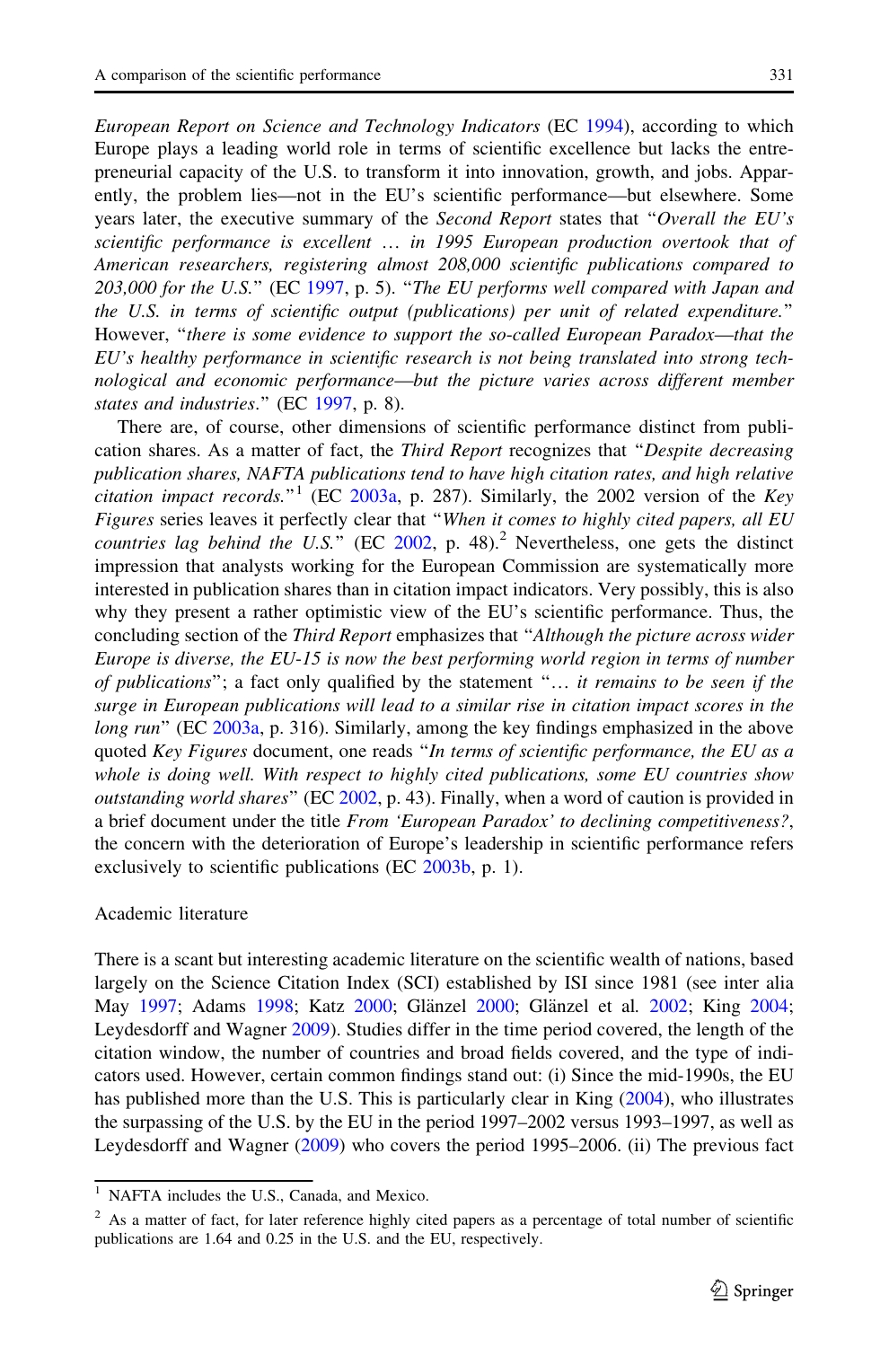*European Report on Science and Technology Indicators* (EC 1994), according to which Europe plays a leading world role in terms of scientific excellence but lacks the entrepreneurial capacity of the U.S. to transform it into innovation, growth, and jobs. Apparently, the problem lies—not in the EU's scientific performance—but elsewhere. Some years later, the executive summary of the *Second Report* states that "*Overall the EU's scientific performance is excellent … in 1995 European production overtook that of American researchers, registering almost 208,000 scientific publications compared to 203,000 for the U.S.*" (EC 1997, p. 5). "*The EU performs well compared with Japan and the U.S. in terms of scientific output (publications) per unit of related expenditure.*" However, "*there is some evidence to support the so-called European Paradox—that the EU's healthy performance in scientific research is not being translated into strong technological and economic performance—but the picture varies across different member states and industries.*" (EC 1997, p. 8).

There are, of course, other dimensions of scientific performance distinct from publication shares. As a matter of fact, the *Third Report* recognizes that "*Despite decreasing publication shares, NAFTA publications tend to have high citation rates, and high relative citation impact records.*"[1] (EC 2003a, p. 287). Similarly, the 2002 version of the *Key Figures* series leaves it perfectly clear that "*When it comes to highly cited papers, all EU countries lag behind the U.S.*" (EC 2002, p. 48).[2] Nevertheless, one gets the distinct impression that analysts working for the European Commission are systematically more interested in publication shares than in citation impact indicators. Very possibly, this is also why they present a rather optimistic view of the EU's scientific performance. Thus, the concluding section of the *Third Report* emphasizes that "*Although the picture across wider Europe is diverse, the EU-15 is now the best performing world region in terms of number of publications*"; a fact only qualified by the statement "*… it remains to be seen if the surge in European publications will lead to a similar rise in citation impact scores in the long run*" (EC 2003a, p. 316). Similarly, among the key findings emphasized in the above quoted *Key Figures* document, one reads "*In terms of scientific performance, the EU as a whole is doing well. With respect to highly cited publications, some EU countries show outstanding world shares*" (EC 2002, p. 43). Finally, when a word of caution is provided in a brief document under the title *From 'European Paradox' to declining competitiveness?*, the concern with the deterioration of Europe's leadership in scientific performance refers exclusively to scientific publications (EC 2003b, p. 1).

### Academic literature

There is a scant but interesting academic literature on the scientific wealth of nations, based largely on the Science Citation Index (SCI) established by ISI since 1981 (see inter alia May 1997; Adams 1998; Katz 2000; Glänzel 2000; Glänzel et al. 2002; King 2004; Leydesdorff and Wagner 2009). Studies differ in the time period covered, the length of the citation window, the number of countries and broad fields covered, and the type of indicators used. However, certain common findings stand out: (i) Since the mid-1990s, the EU has published more than the U.S. This is particularly clear in King (2004), who illustrates the surpassing of the U.S. by the EU in the period 1997–2002 versus 1993–1997, as well as Leydesdorff and Wagner (2009) who covers the period 1995–2006. (ii) The previous fact

---

[1] NAFTA includes the U.S., Canada, and Mexico.

[2] As a matter of fact, for later reference highly cited papers as a percentage of total number of scientific publications are 1.64 and 0.25 in the U.S. and the EU, respectively.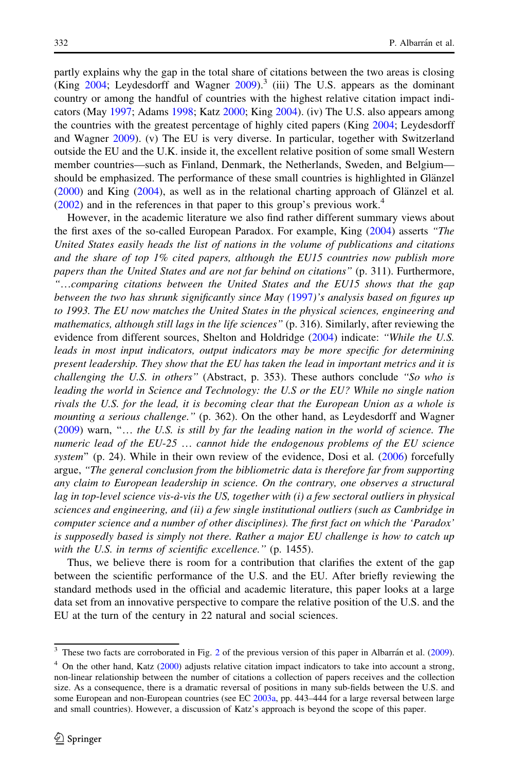partly explains why the gap in the total share of citations between the two areas is closing (King 2004; Leydesdorff and Wagner 2009).[3] (iii) The U.S. appears as the dominant country or among the handful of countries with the highest relative citation impact indicators (May 1997; Adams 1998; Katz 2000; King 2004). (iv) The U.S. also appears among the countries with the greatest percentage of highly cited papers (King 2004; Leydesdorff and Wagner 2009). (v) The EU is very diverse. In particular, together with Switzerland outside the EU and the U.K. inside it, the excellent relative position of some small Western member countries—such as Finland, Denmark, the Netherlands, Sweden, and Belgium—should be emphasized. The performance of these small countries is highlighted in Glänzel (2000) and King (2004), as well as in the relational charting approach of Glänzel et al. (2002) and in the references in that paper to this group's previous work.[4]

However, in the academic literature we also find rather different summary views about the first axes of the so-called European Paradox. For example, King (2004) asserts *"The United States easily heads the list of nations in the volume of publications and citations and the share of top 1% cited papers, although the EU15 countries now publish more papers than the United States and are not far behind on citations"* (p. 311). Furthermore, *"…comparing citations between the United States and the EU15 shows that the gap between the two has shrunk significantly since May (1997)'s analysis based on figures up to 1993. The EU now matches the United States in the physical sciences, engineering and mathematics, although still lags in the life sciences"* (p. 316). Similarly, after reviewing the evidence from different sources, Shelton and Holdridge (2004) indicate: *"While the U.S. leads in most input indicators, output indicators may be more specific for determining present leadership. They show that the EU has taken the lead in important metrics and it is challenging the U.S. in others"* (Abstract, p. 353). These authors conclude *"So who is leading the world in Science and Technology: the U.S or the EU? While no single nation rivals the U.S. for the lead, it is becoming clear that the European Union as a whole is mounting a serious challenge."* (p. 362). On the other hand, as Leydesdorff and Wagner (2009) warn, "*… the U.S. is still by far the leading nation in the world of science. The numeric lead of the EU-25 … cannot hide the endogenous problems of the EU science system*" (p. 24). While in their own review of the evidence, Dosi et al. (2006) forcefully argue, *"The general conclusion from the bibliometric data is therefore far from supporting any claim to European leadership in science. On the contrary, one observes a structural lag in top-level science vis-à-vis the US, together with (i) a few sectoral outliers in physical sciences and engineering, and (ii) a few single institutional outliers (such as Cambridge in computer science and a number of other disciplines). The first fact on which the 'Paradox' is supposedly based is simply not there. Rather a major EU challenge is how to catch up with the U.S. in terms of scientific excellence."* (p. 1455).

Thus, we believe there is room for a contribution that clarifies the extent of the gap between the scientific performance of the U.S. and the EU. After briefly reviewing the standard methods used in the official and academic literature, this paper looks at a large data set from an innovative perspective to compare the relative position of the U.S. and the EU at the turn of the century in 22 natural and social sciences.

---

[3] These two facts are corroborated in Fig. 2 of the previous version of this paper in Albarrán et al. (2009).

[4] On the other hand, Katz (2000) adjusts relative citation impact indicators to take into account a strong, non-linear relationship between the number of citations a collection of papers receives and the collection size. As a consequence, there is a dramatic reversal of positions in many sub-fields between the U.S. and some European and non-European countries (see EC 2003a, pp. 443–444 for a large reversal between large and small countries). However, a discussion of Katz's approach is beyond the scope of this paper.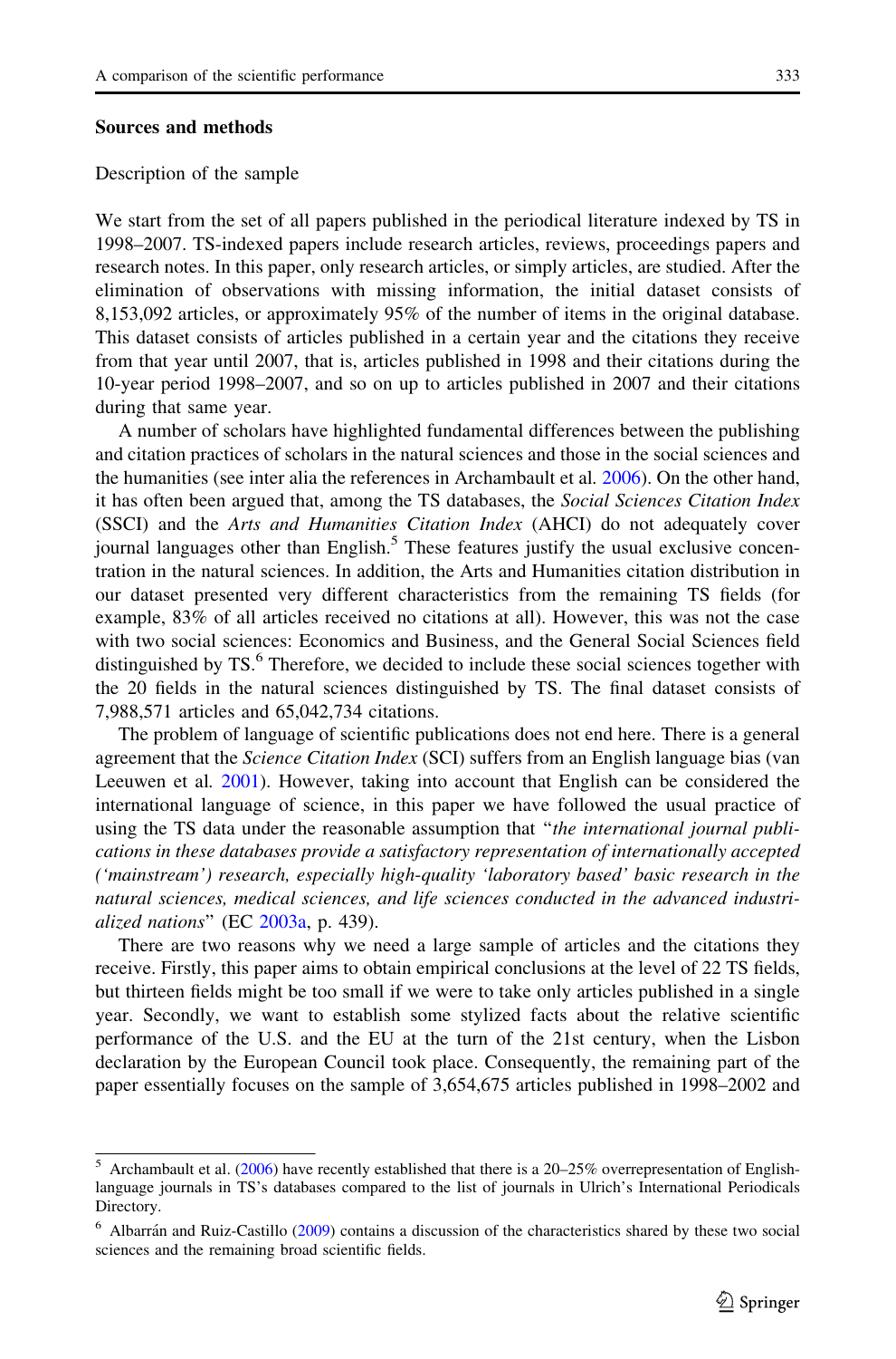## Sources and methods

### Description of the sample

We start from the set of all papers published in the periodical literature indexed by TS in 1998–2007. TS-indexed papers include research articles, reviews, proceedings papers and research notes. In this paper, only research articles, or simply articles, are studied. After the elimination of observations with missing information, the initial dataset consists of 8,153,092 articles, or approximately 95% of the number of items in the original database. This dataset consists of articles published in a certain year and the citations they receive from that year until 2007, that is, articles published in 1998 and their citations during the 10-year period 1998–2007, and so on up to articles published in 2007 and their citations during that same year.

A number of scholars have highlighted fundamental differences between the publishing and citation practices of scholars in the natural sciences and those in the social sciences and the humanities (see inter alia the references in Archambault et al. 2006). On the other hand, it has often been argued that, among the TS databases, the *Social Sciences Citation Index* (SSCI) and the *Arts and Humanities Citation Index* (AHCI) do not adequately cover journal languages other than English.[5] These features justify the usual exclusive concentration in the natural sciences. In addition, the Arts and Humanities citation distribution in our dataset presented very different characteristics from the remaining TS fields (for example, 83% of all articles received no citations at all). However, this was not the case with two social sciences: Economics and Business, and the General Social Sciences field distinguished by TS.[6] Therefore, we decided to include these social sciences together with the 20 fields in the natural sciences distinguished by TS. The final dataset consists of 7,988,571 articles and 65,042,734 citations.

The problem of language of scientific publications does not end here. There is a general agreement that the *Science Citation Index* (SCI) suffers from an English language bias (van Leeuwen et al. 2001). However, taking into account that English can be considered the international language of science, in this paper we have followed the usual practice of using the TS data under the reasonable assumption that "*the international journal publications in these databases provide a satisfactory representation of internationally accepted ('mainstream') research, especially high-quality 'laboratory based' basic research in the natural sciences, medical sciences, and life sciences conducted in the advanced industrialized nations*" (EC 2003a, p. 439).

There are two reasons why we need a large sample of articles and the citations they receive. Firstly, this paper aims to obtain empirical conclusions at the level of 22 TS fields, but thirteen fields might be too small if we were to take only articles published in a single year. Secondly, we want to establish some stylized facts about the relative scientific performance of the U.S. and the EU at the turn of the 21st century, when the Lisbon declaration by the European Council took place. Consequently, the remaining part of the paper essentially focuses on the sample of 3,654,675 articles published in 1998–2002 and

---

[5] Archambault et al. (2006) have recently established that there is a 20–25% overrepresentation of English-language journals in TS's databases compared to the list of journals in Ulrich's International Periodicals Directory.

[6] Albarrán and Ruiz-Castillo (2009) contains a discussion of the characteristics shared by these two social sciences and the remaining broad scientific fields.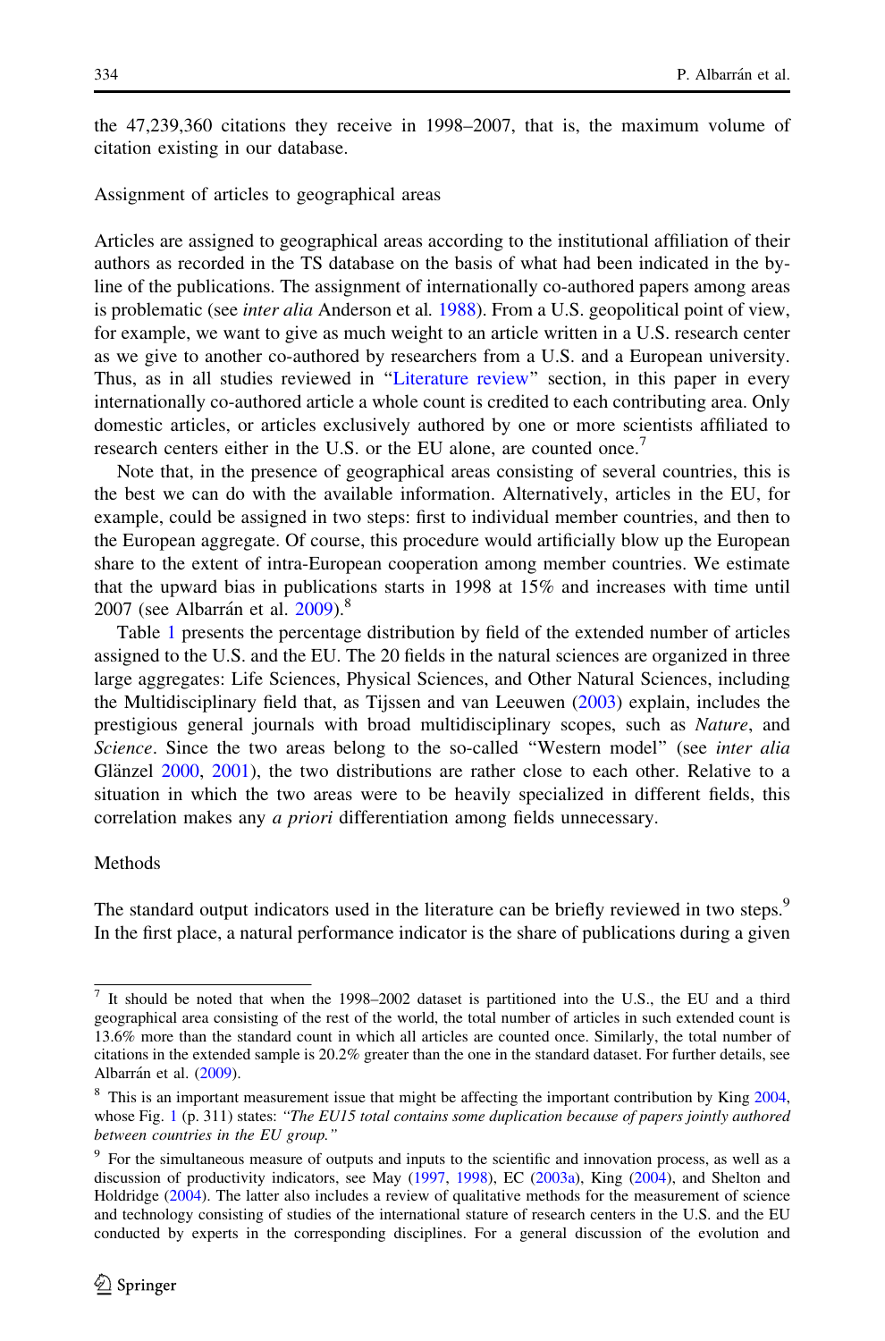the 47,239,360 citations they receive in 1998–2007, that is, the maximum volume of citation existing in our database.

Assignment of articles to geographical areas

Articles are assigned to geographical areas according to the institutional affiliation of their authors as recorded in the TS database on the basis of what had been indicated in the by-line of the publications. The assignment of internationally co-authored papers among areas is problematic (see *inter alia* Anderson et al. 1988). From a U.S. geopolitical point of view, for example, we want to give as much weight to an article written in a U.S. research center as we give to another co-authored by researchers from a U.S. and a European university. Thus, as in all studies reviewed in "Literature review" section, in this paper in every internationally co-authored article a whole count is credited to each contributing area. Only domestic articles, or articles exclusively authored by one or more scientists affiliated to research centers either in the U.S. or the EU alone, are counted once.[7]

Note that, in the presence of geographical areas consisting of several countries, this is the best we can do with the available information. Alternatively, articles in the EU, for example, could be assigned in two steps: first to individual member countries, and then to the European aggregate. Of course, this procedure would artificially blow up the European share to the extent of intra-European cooperation among member countries. We estimate that the upward bias in publications starts in 1998 at 15% and increases with time until 2007 (see Albarrán et al. 2009).[8]

Table 1 presents the percentage distribution by field of the extended number of articles assigned to the U.S. and the EU. The 20 fields in the natural sciences are organized in three large aggregates: Life Sciences, Physical Sciences, and Other Natural Sciences, including the Multidisciplinary field that, as Tijssen and van Leeuwen (2003) explain, includes the prestigious general journals with broad multidisciplinary scopes, such as *Nature*, and *Science*. Since the two areas belong to the so-called "Western model" (see *inter alia* Glänzel 2000, 2001), the two distributions are rather close to each other. Relative to a situation in which the two areas were to be heavily specialized in different fields, this correlation makes any *a priori* differentiation among fields unnecessary.

Methods

The standard output indicators used in the literature can be briefly reviewed in two steps.[9] In the first place, a natural performance indicator is the share of publications during a given

---

[7] It should be noted that when the 1998–2002 dataset is partitioned into the U.S., the EU and a third geographical area consisting of the rest of the world, the total number of articles in such extended count is 13.6% more than the standard count in which all articles are counted once. Similarly, the total number of citations in the extended sample is 20.2% greater than the one in the standard dataset. For further details, see Albarrán et al. (2009).

[8] This is an important measurement issue that might be affecting the important contribution by King 2004, whose Fig. 1 (p. 311) states: *"The EU15 total contains some duplication because of papers jointly authored between countries in the EU group."*

[9] For the simultaneous measure of outputs and inputs to the scientific and innovation process, as well as a discussion of productivity indicators, see May (1997, 1998), EC (2003a), King (2004), and Shelton and Holdridge (2004). The latter also includes a review of qualitative methods for the measurement of science and technology consisting of studies of the international stature of research centers in the U.S. and the EU conducted by experts in the corresponding disciplines. For a general discussion of the evolution and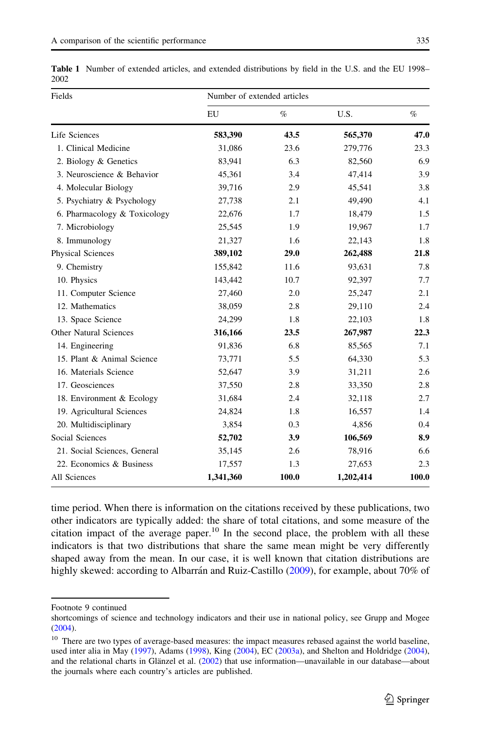**Table 1** Number of extended articles, and extended distributions by field in the U.S. and the EU 1998–2002

| Fields | Number of extended articles | | | |
|---|---|---|---|---|
| | EU | % | U.S. | % |
| Life Sciences | **583,390** | **43.5** | **565,370** | **47.0** |
| 1. Clinical Medicine | 31,086 | 23.6 | 279,776 | 23.3 |
| 2. Biology & Genetics | 83,941 | 6.3 | 82,560 | 6.9 |
| 3. Neuroscience & Behavior | 45,361 | 3.4 | 47,414 | 3.9 |
| 4. Molecular Biology | 39,716 | 2.9 | 45,541 | 3.8 |
| 5. Psychiatry & Psychology | 27,738 | 2.1 | 49,490 | 4.1 |
| 6. Pharmacology & Toxicology | 22,676 | 1.7 | 18,479 | 1.5 |
| 7. Microbiology | 25,545 | 1.9 | 19,967 | 1.7 |
| 8. Immunology | 21,327 | 1.6 | 22,143 | 1.8 |
| Physical Sciences | **389,102** | **29.0** | **262,488** | **21.8** |
| 9. Chemistry | 155,842 | 11.6 | 93,631 | 7.8 |
| 10. Physics | 143,442 | 10.7 | 92,397 | 7.7 |
| 11. Computer Science | 27,460 | 2.0 | 25,247 | 2.1 |
| 12. Mathematics | 38,059 | 2.8 | 29,110 | 2.4 |
| 13. Space Science | 24,299 | 1.8 | 22,103 | 1.8 |
| Other Natural Sciences | **316,166** | **23.5** | **267,987** | **22.3** |
| 14. Engineering | 91,836 | 6.8 | 85,565 | 7.1 |
| 15. Plant & Animal Science | 73,771 | 5.5 | 64,330 | 5.3 |
| 16. Materials Science | 52,647 | 3.9 | 31,211 | 2.6 |
| 17. Geosciences | 37,550 | 2.8 | 33,350 | 2.8 |
| 18. Environment & Ecology | 31,684 | 2.4 | 32,118 | 2.7 |
| 19. Agricultural Sciences | 24,824 | 1.8 | 16,557 | 1.4 |
| 20. Multidisciplinary | 3,854 | 0.3 | 4,856 | 0.4 |
| Social Sciences | **52,702** | **3.9** | **106,569** | **8.9** |
| 21. Social Sciences, General | 35,145 | 2.6 | 78,916 | 6.6 |
| 22. Economics & Business | 17,557 | 1.3 | 27,653 | 2.3 |
| All Sciences | **1,341,360** | **100.0** | **1,202,414** | **100.0** |

time period. When there is information on the citations received by these publications, two other indicators are typically added: the share of total citations, and some measure of the citation impact of the average paper.[10] In the second place, the problem with all these indicators is that two distributions that share the same mean might be very differently shaped away from the mean. In our case, it is well known that citation distributions are highly skewed: according to Albarrán and Ruiz-Castillo (2009), for example, about 70% of

Footnote 9 continued
shortcomings of science and technology indicators and their use in national policy, see Grupp and Mogee (2004).

[10] There are two types of average-based measures: the impact measures rebased against the world baseline, used inter alia in May (1997), Adams (1998), King (2004), EC (2003a), and Shelton and Holdridge (2004), and the relational charts in Glänzel et al. (2002) that use information—unavailable in our database—about the journals where each country's articles are published.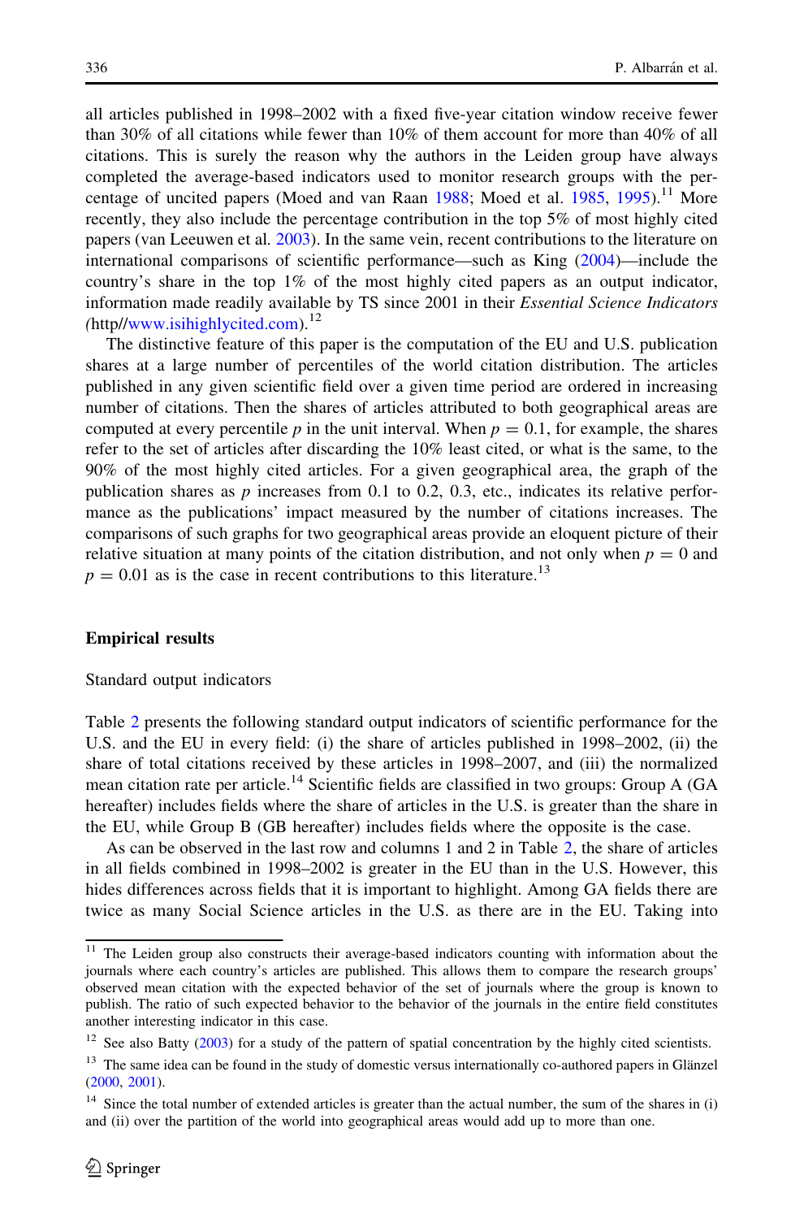all articles published in 1998–2002 with a fixed five-year citation window receive fewer than 30% of all citations while fewer than 10% of them account for more than 40% of all citations. This is surely the reason why the authors in the Leiden group have always completed the average-based indicators used to monitor research groups with the percentage of uncited papers (Moed and van Raan 1988; Moed et al. 1985, 1995).[11] More recently, they also include the percentage contribution in the top 5% of most highly cited papers (van Leeuwen et al. 2003). In the same vein, recent contributions to the literature on international comparisons of scientific performance—such as King (2004)—include the country's share in the top 1% of the most highly cited papers as an output indicator, information made readily available by TS since 2001 in their *Essential Science Indicators* (http//www.isihighlycited.com).[12]

The distinctive feature of this paper is the computation of the EU and U.S. publication shares at a large number of percentiles of the world citation distribution. The articles published in any given scientific field over a given time period are ordered in increasing number of citations. Then the shares of articles attributed to both geographical areas are computed at every percentile $p$ in the unit interval. When $p = 0.1$, for example, the shares refer to the set of articles after discarding the 10% least cited, or what is the same, to the 90% of the most highly cited articles. For a given geographical area, the graph of the publication shares as $p$ increases from 0.1 to 0.2, 0.3, etc., indicates its relative performance as the publications' impact measured by the number of citations increases. The comparisons of such graphs for two geographical areas provide an eloquent picture of their relative situation at many points of the citation distribution, and not only when $p = 0$ and $p = 0.01$ as is the case in recent contributions to this literature.[13]

## Empirical results

### Standard output indicators

Table 2 presents the following standard output indicators of scientific performance for the U.S. and the EU in every field: (i) the share of articles published in 1998–2002, (ii) the share of total citations received by these articles in 1998–2007, and (iii) the normalized mean citation rate per article.[14] Scientific fields are classified in two groups: Group A (GA hereafter) includes fields where the share of articles in the U.S. is greater than the share in the EU, while Group B (GB hereafter) includes fields where the opposite is the case.

As can be observed in the last row and columns 1 and 2 in Table 2, the share of articles in all fields combined in 1998–2002 is greater in the EU than in the U.S. However, this hides differences across fields that it is important to highlight. Among GA fields there are twice as many Social Science articles in the U.S. as there are in the EU. Taking into

[11] The Leiden group also constructs their average-based indicators counting with information about the journals where each country's articles are published. This allows them to compare the research groups' observed mean citation with the expected behavior of the set of journals where the group is known to publish. The ratio of such expected behavior to the behavior of the journals in the entire field constitutes another interesting indicator in this case.

[12] See also Batty (2003) for a study of the pattern of spatial concentration by the highly cited scientists.

[13] The same idea can be found in the study of domestic versus internationally co-authored papers in Glänzel (2000, 2001).

[14] Since the total number of extended articles is greater than the actual number, the sum of the shares in (i) and (ii) over the partition of the world into geographical areas would add up to more than one.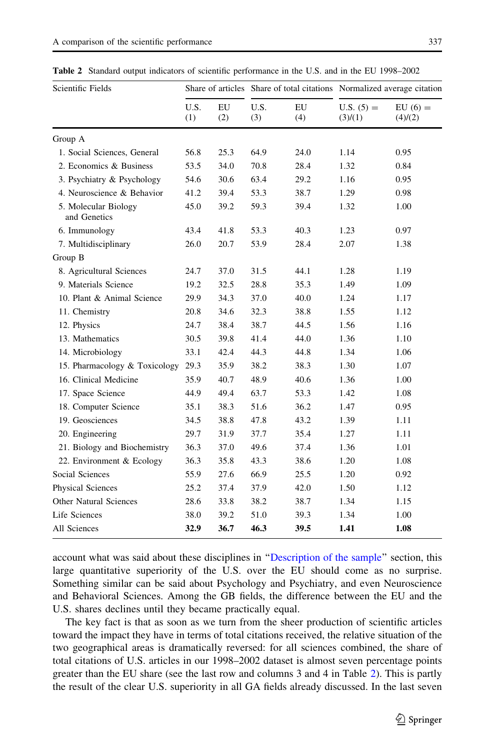**Table 2** Standard output indicators of scientific performance in the U.S. and in the EU 1998–2002

| Scientific Fields | Share of articles | | Share of total citations | | Normalized average citation | |
|---|---|---|---|---|---|---|
| | U.S. (1) | EU (2) | U.S. (3) | EU (4) | U.S. (5) = (3)/(1) | EU (6) = (4)/(2) |
| Group A | | | | | | |
| 1. Social Sciences, General | 56.8 | 25.3 | 64.9 | 24.0 | 1.14 | 0.95 |
| 2. Economics & Business | 53.5 | 34.0 | 70.8 | 28.4 | 1.32 | 0.84 |
| 3. Psychiatry & Psychology | 54.6 | 30.6 | 63.4 | 29.2 | 1.16 | 0.95 |
| 4. Neuroscience & Behavior | 41.2 | 39.4 | 53.3 | 38.7 | 1.29 | 0.98 |
| 5. Molecular Biology and Genetics | 45.0 | 39.2 | 59.3 | 39.4 | 1.32 | 1.00 |
| 6. Immunology | 43.4 | 41.8 | 53.3 | 40.3 | 1.23 | 0.97 |
| 7. Multidisciplinary | 26.0 | 20.7 | 53.9 | 28.4 | 2.07 | 1.38 |
| Group B | | | | | | |
| 8. Agricultural Sciences | 24.7 | 37.0 | 31.5 | 44.1 | 1.28 | 1.19 |
| 9. Materials Science | 19.2 | 32.5 | 28.8 | 35.3 | 1.49 | 1.09 |
| 10. Plant & Animal Science | 29.9 | 34.3 | 37.0 | 40.0 | 1.24 | 1.17 |
| 11. Chemistry | 20.8 | 34.6 | 32.3 | 38.8 | 1.55 | 1.12 |
| 12. Physics | 24.7 | 38.4 | 38.7 | 44.5 | 1.56 | 1.16 |
| 13. Mathematics | 30.5 | 39.8 | 41.4 | 44.0 | 1.36 | 1.10 |
| 14. Microbiology | 33.1 | 42.4 | 44.3 | 44.8 | 1.34 | 1.06 |
| 15. Pharmacology & Toxicology | 29.3 | 35.9 | 38.2 | 38.3 | 1.30 | 1.07 |
| 16. Clinical Medicine | 35.9 | 40.7 | 48.9 | 40.6 | 1.36 | 1.00 |
| 17. Space Science | 44.9 | 49.4 | 63.7 | 53.3 | 1.42 | 1.08 |
| 18. Computer Science | 35.1 | 38.3 | 51.6 | 36.2 | 1.47 | 0.95 |
| 19. Geosciences | 34.5 | 38.8 | 47.8 | 43.2 | 1.39 | 1.11 |
| 20. Engineering | 29.7 | 31.9 | 37.7 | 35.4 | 1.27 | 1.11 |
| 21. Biology and Biochemistry | 36.3 | 37.0 | 49.6 | 37.4 | 1.36 | 1.01 |
| 22. Environment & Ecology | 36.3 | 35.8 | 43.3 | 38.6 | 1.20 | 1.08 |
| Social Sciences | 55.9 | 27.6 | 66.9 | 25.5 | 1.20 | 0.92 |
| Physical Sciences | 25.2 | 37.4 | 37.9 | 42.0 | 1.50 | 1.12 |
| Other Natural Sciences | 28.6 | 33.8 | 38.2 | 38.7 | 1.34 | 1.15 |
| Life Sciences | 38.0 | 39.2 | 51.0 | 39.3 | 1.34 | 1.00 |
| All Sciences | **32.9** | **36.7** | **46.3** | **39.5** | **1.41** | **1.08** |

account what was said about these disciplines in "Description of the sample" section, this large quantitative superiority of the U.S. over the EU should come as no surprise. Something similar can be said about Psychology and Psychiatry, and even Neuroscience and Behavioral Sciences. Among the GB fields, the difference between the EU and the U.S. shares declines until they became practically equal.

The key fact is that as soon as we turn from the sheer production of scientific articles toward the impact they have in terms of total citations received, the relative situation of the two geographical areas is dramatically reversed: for all sciences combined, the share of total citations of U.S. articles in our 1998–2002 dataset is almost seven percentage points greater than the EU share (see the last row and columns 3 and 4 in Table 2). This is partly the result of the clear U.S. superiority in all GA fields already discussed. In the last seven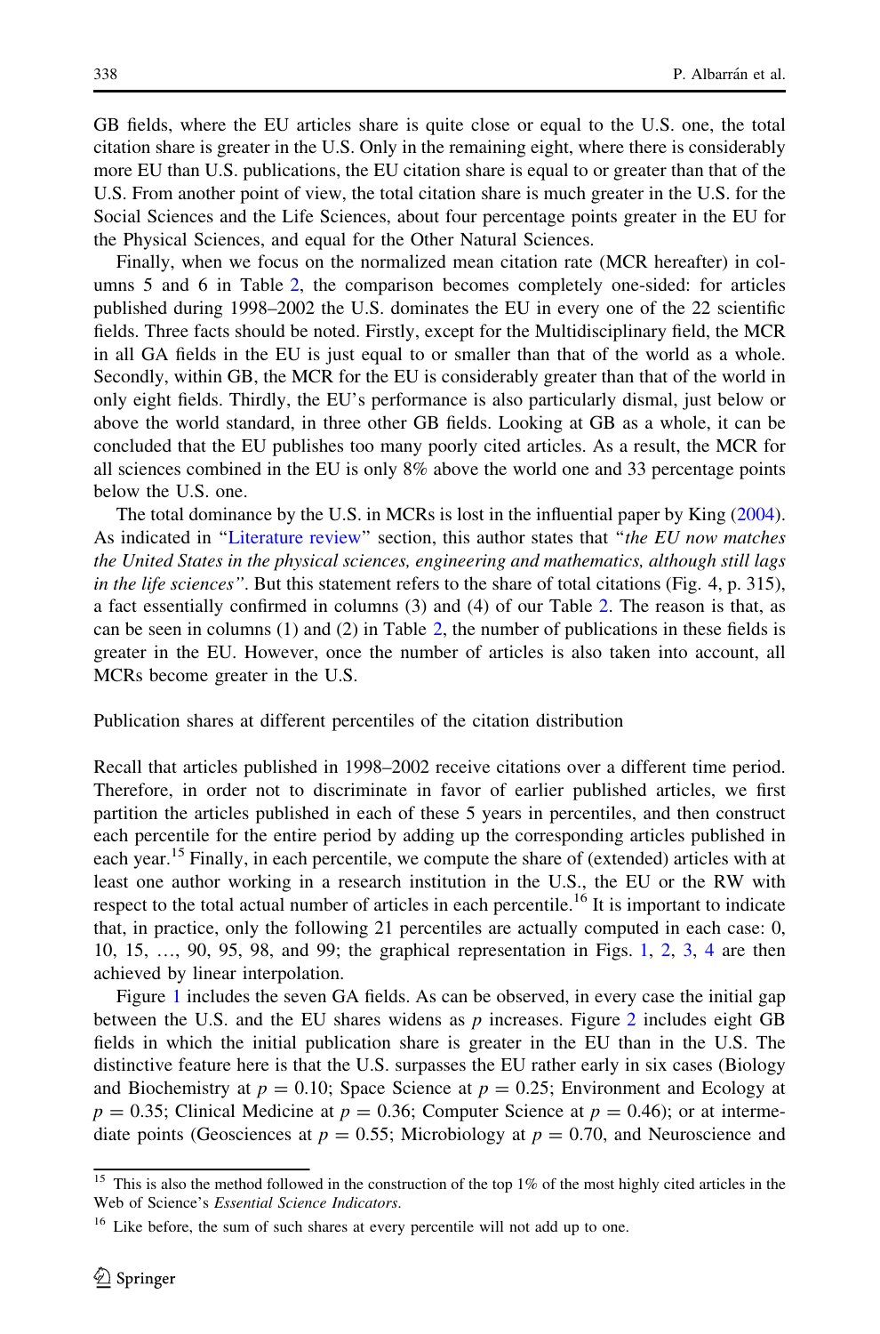GB fields, where the EU articles share is quite close or equal to the U.S. one, the total citation share is greater in the U.S. Only in the remaining eight, where there is considerably more EU than U.S. publications, the EU citation share is equal to or greater than that of the U.S. From another point of view, the total citation share is much greater in the U.S. for the Social Sciences and the Life Sciences, about four percentage points greater in the EU for the Physical Sciences, and equal for the Other Natural Sciences.

Finally, when we focus on the normalized mean citation rate (MCR hereafter) in columns 5 and 6 in Table 2, the comparison becomes completely one-sided: for articles published during 1998–2002 the U.S. dominates the EU in every one of the 22 scientific fields. Three facts should be noted. Firstly, except for the Multidisciplinary field, the MCR in all GA fields in the EU is just equal to or smaller than that of the world as a whole. Secondly, within GB, the MCR for the EU is considerably greater than that of the world in only eight fields. Thirdly, the EU's performance is also particularly dismal, just below or above the world standard, in three other GB fields. Looking at GB as a whole, it can be concluded that the EU publishes too many poorly cited articles. As a result, the MCR for all sciences combined in the EU is only 8% above the world one and 33 percentage points below the U.S. one.

The total dominance by the U.S. in MCRs is lost in the influential paper by King (2004). As indicated in "Literature review" section, this author states that "*the EU now matches the United States in the physical sciences, engineering and mathematics, although still lags in the life sciences*". But this statement refers to the share of total citations (Fig. 4, p. 315), a fact essentially confirmed in columns (3) and (4) of our Table 2. The reason is that, as can be seen in columns (1) and (2) in Table 2, the number of publications in these fields is greater in the EU. However, once the number of articles is also taken into account, all MCRs become greater in the U.S.

## Publication shares at different percentiles of the citation distribution

Recall that articles published in 1998–2002 receive citations over a different time period. Therefore, in order not to discriminate in favor of earlier published articles, we first partition the articles published in each of these 5 years in percentiles, and then construct each percentile for the entire period by adding up the corresponding articles published in each year.[15] Finally, in each percentile, we compute the share of (extended) articles with at least one author working in a research institution in the U.S., the EU or the RW with respect to the total actual number of articles in each percentile.[16] It is important to indicate that, in practice, only the following 21 percentiles are actually computed in each case: 0, 10, 15, …, 90, 95, 98, and 99; the graphical representation in Figs. 1, 2, 3, 4 are then achieved by linear interpolation.

Figure 1 includes the seven GA fields. As can be observed, in every case the initial gap between the U.S. and the EU shares widens as $p$ increases. Figure 2 includes eight GB fields in which the initial publication share is greater in the EU than in the U.S. The distinctive feature here is that the U.S. surpasses the EU rather early in six cases (Biology and Biochemistry at $p = 0.10$; Space Science at $p = 0.25$; Environment and Ecology at $p = 0.35$; Clinical Medicine at $p = 0.36$; Computer Science at $p = 0.46$); or at intermediate points (Geosciences at $p = 0.55$; Microbiology at $p = 0.70$, and Neuroscience and

[15] This is also the method followed in the construction of the top 1% of the most highly cited articles in the Web of Science's *Essential Science Indicators*.

[16] Like before, the sum of such shares at every percentile will not add up to one.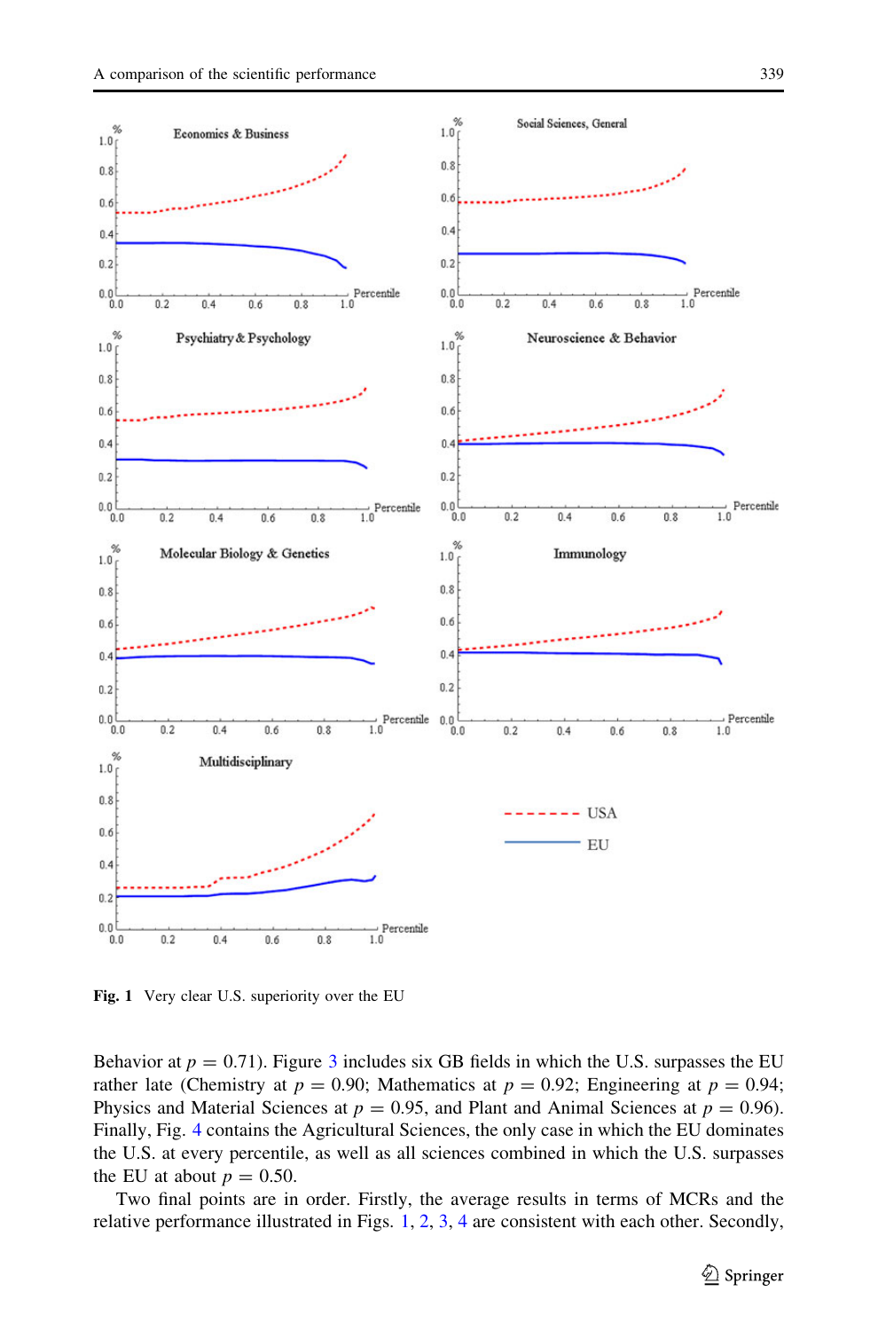Fig. 1 Very clear U.S. superiority over the EU

Behavior at $p = 0.71$). Figure 3 includes six GB fields in which the U.S. surpasses the EU rather late (Chemistry at $p = 0.90$; Mathematics at $p = 0.92$; Engineering at $p = 0.94$; Physics and Material Sciences at $p = 0.95$, and Plant and Animal Sciences at $p = 0.96$). Finally, Fig. 4 contains the Agricultural Sciences, the only case in which the EU dominates the U.S. at every percentile, as well as all sciences combined in which the U.S. surpasses the EU at about $p = 0.50$.

Two final points are in order. Firstly, the average results in terms of MCRs and the relative performance illustrated in Figs. 1, 2, 3, 4 are consistent with each other. Secondly,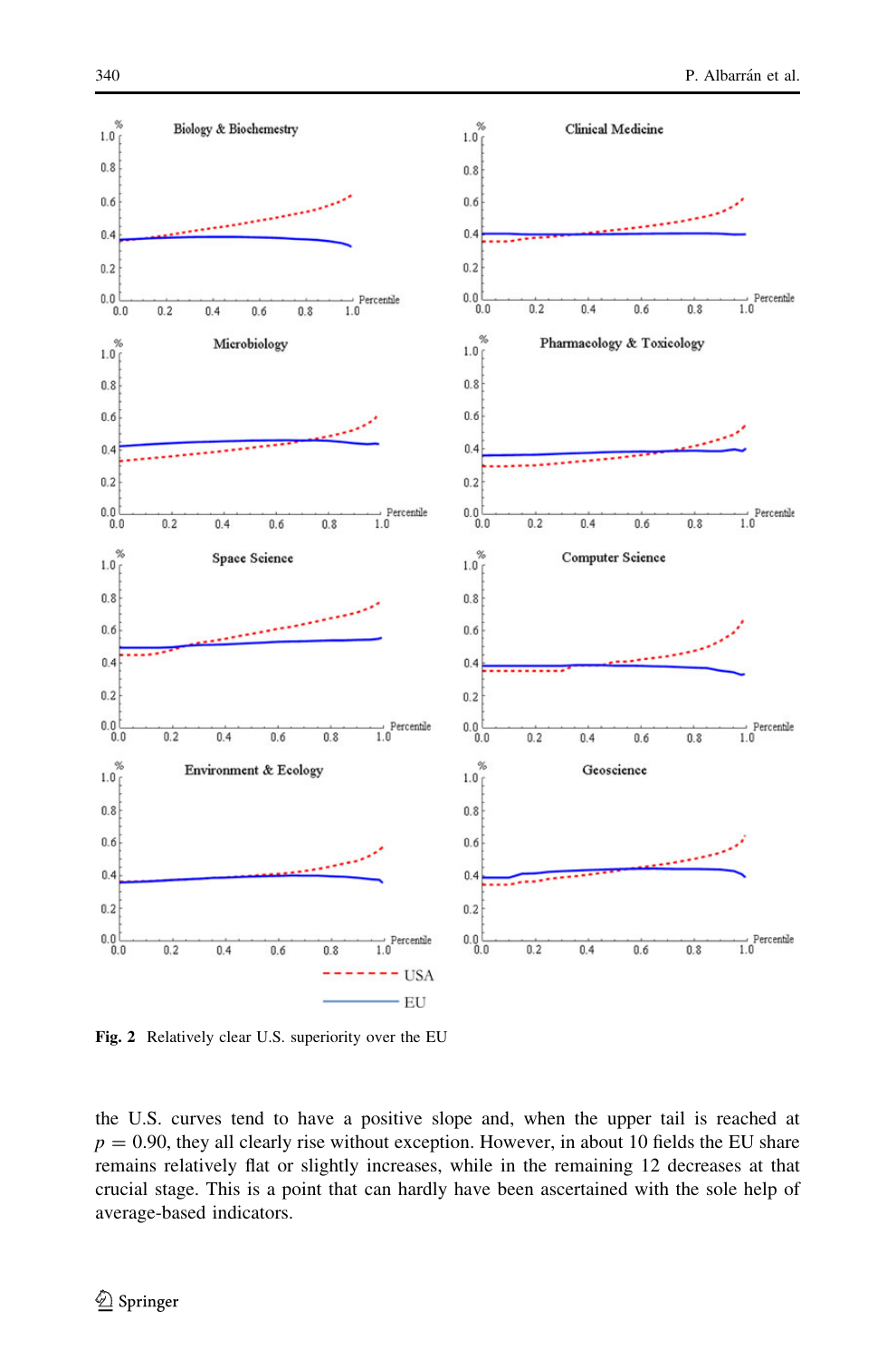Fig. 2 Relatively clear U.S. superiority over the EU

the U.S. curves tend to have a positive slope and, when the upper tail is reached at $p = 0.90$, they all clearly rise without exception. However, in about 10 fields the EU share remains relatively flat or slightly increases, while in the remaining 12 decreases at that crucial stage. This is a point that can hardly have been ascertained with the sole help of average-based indicators.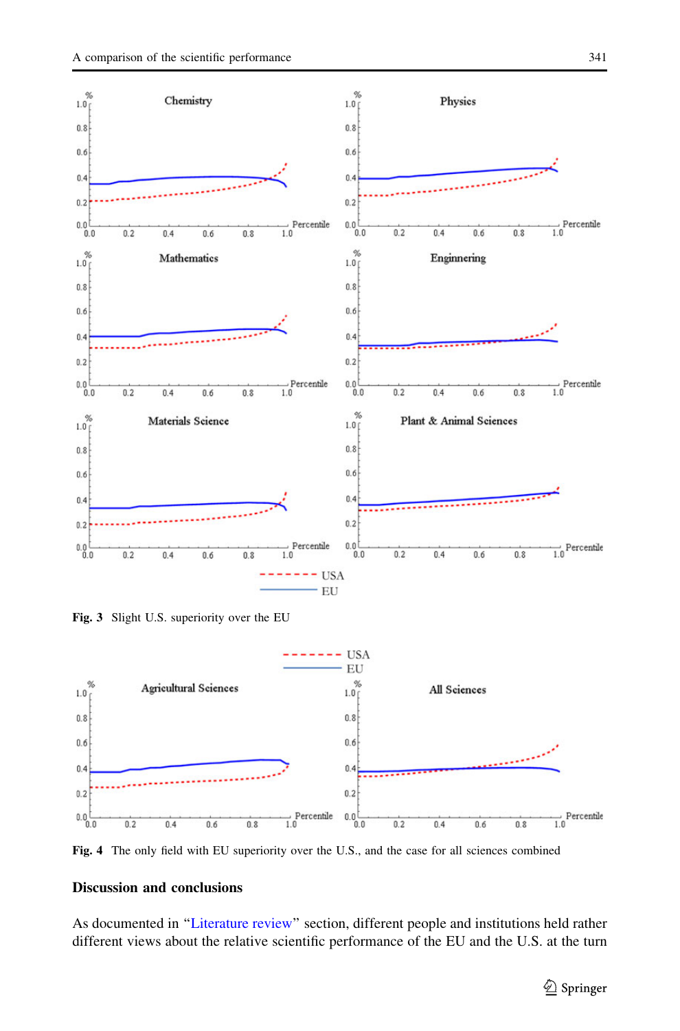Fig. 3 Slight U.S. superiority over the EU

Fig. 4 The only field with EU superiority over the U.S., and the case for all sciences combined

## Discussion and conclusions

As documented in "Literature review" section, different people and institutions held rather different views about the relative scientific performance of the EU and the U.S. at the turn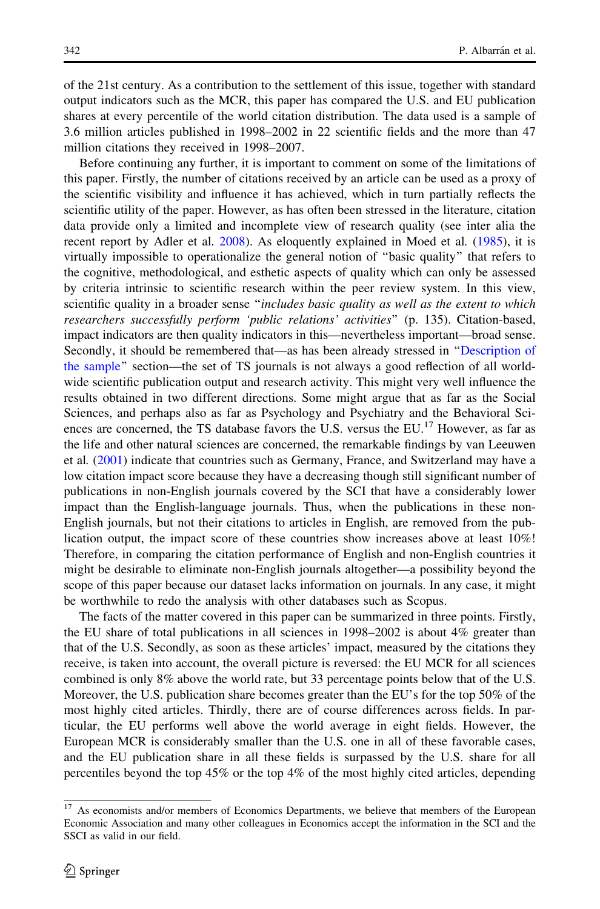of the 21st century. As a contribution to the settlement of this issue, together with standard output indicators such as the MCR, this paper has compared the U.S. and EU publication shares at every percentile of the world citation distribution. The data used is a sample of 3.6 million articles published in 1998–2002 in 22 scientific fields and the more than 47 million citations they received in 1998–2007.

Before continuing any further, it is important to comment on some of the limitations of this paper. Firstly, the number of citations received by an article can be used as a proxy of the scientific visibility and influence it has achieved, which in turn partially reflects the scientific utility of the paper. However, as has often been stressed in the literature, citation data provide only a limited and incomplete view of research quality (see inter alia the recent report by Adler et al. 2008). As eloquently explained in Moed et al. (1985), it is virtually impossible to operationalize the general notion of "basic quality" that refers to the cognitive, methodological, and esthetic aspects of quality which can only be assessed by criteria intrinsic to scientific research within the peer review system. In this view, scientific quality in a broader sense "*includes basic quality as well as the extent to which researchers successfully perform 'public relations' activities*" (p. 135). Citation-based, impact indicators are then quality indicators in this—nevertheless important—broad sense. Secondly, it should be remembered that—as has been already stressed in "Description of the sample" section—the set of TS journals is not always a good reflection of all world-wide scientific publication output and research activity. This might very well influence the results obtained in two different directions. Some might argue that as far as the Social Sciences, and perhaps also as far as Psychology and Psychiatry and the Behavioral Sciences are concerned, the TS database favors the U.S. versus the EU.[17] However, as far as the life and other natural sciences are concerned, the remarkable findings by van Leeuwen et al. (2001) indicate that countries such as Germany, France, and Switzerland may have a low citation impact score because they have a decreasing though still significant number of publications in non-English journals covered by the SCI that have a considerably lower impact than the English-language journals. Thus, when the publications in these non-English journals, but not their citations to articles in English, are removed from the publication output, the impact score of these countries show increases above at least 10%! Therefore, in comparing the citation performance of English and non-English countries it might be desirable to eliminate non-English journals altogether—a possibility beyond the scope of this paper because our dataset lacks information on journals. In any case, it might be worthwhile to redo the analysis with other databases such as Scopus.

The facts of the matter covered in this paper can be summarized in three points. Firstly, the EU share of total publications in all sciences in 1998–2002 is about 4% greater than that of the U.S. Secondly, as soon as these articles' impact, measured by the citations they receive, is taken into account, the overall picture is reversed: the EU MCR for all sciences combined is only 8% above the world rate, but 33 percentage points below that of the U.S. Moreover, the U.S. publication share becomes greater than the EU's for the top 50% of the most highly cited articles. Thirdly, there are of course differences across fields. In particular, the EU performs well above the world average in eight fields. However, the European MCR is considerably smaller than the U.S. one in all of these favorable cases, and the EU publication share in all these fields is surpassed by the U.S. share for all percentiles beyond the top 45% or the top 4% of the most highly cited articles, depending

[17] As economists and/or members of Economics Departments, we believe that members of the European Economic Association and many other colleagues in Economics accept the information in the SCI and the SSCI as valid in our field.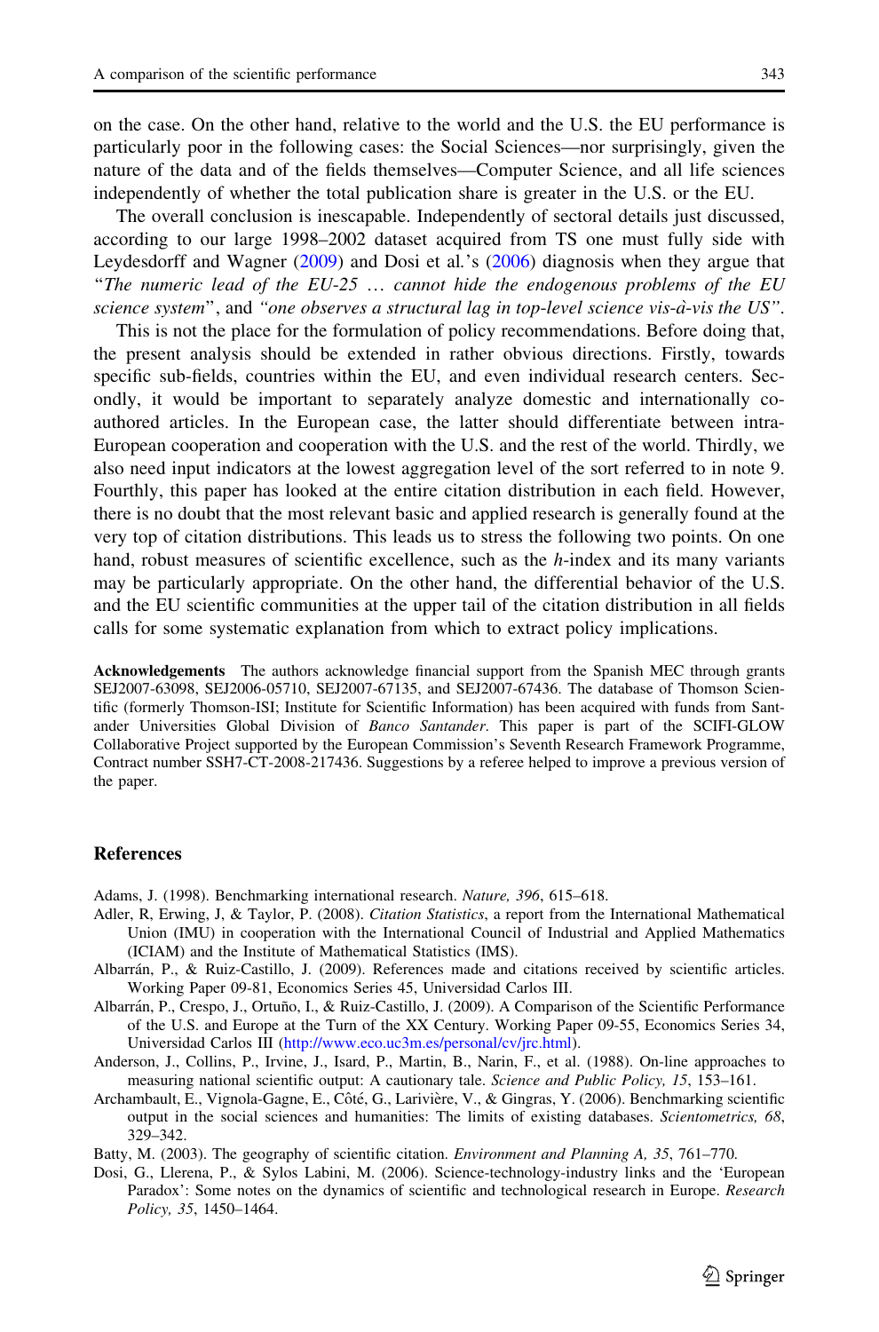on the case. On the other hand, relative to the world and the U.S. the EU performance is particularly poor in the following cases: the Social Sciences—nor surprisingly, given the nature of the data and of the fields themselves—Computer Science, and all life sciences independently of whether the total publication share is greater in the U.S. or the EU.

The overall conclusion is inescapable. Independently of sectoral details just discussed, according to our large 1998–2002 dataset acquired from TS one must fully side with Leydesdorff and Wagner (2009) and Dosi et al.'s (2006) diagnosis when they argue that "*The numeric lead of the EU-25 … cannot hide the endogenous problems of the EU science system*", and *"one observes a structural lag in top-level science vis-à-vis the US"*.

This is not the place for the formulation of policy recommendations. Before doing that, the present analysis should be extended in rather obvious directions. Firstly, towards specific sub-fields, countries within the EU, and even individual research centers. Secondly, it would be important to separately analyze domestic and internationally co-authored articles. In the European case, the latter should differentiate between intra-European cooperation and cooperation with the U.S. and the rest of the world. Thirdly, we also need input indicators at the lowest aggregation level of the sort referred to in note 9. Fourthly, this paper has looked at the entire citation distribution in each field. However, there is no doubt that the most relevant basic and applied research is generally found at the very top of citation distributions. This leads us to stress the following two points. On one hand, robust measures of scientific excellence, such as the *h*-index and its many variants may be particularly appropriate. On the other hand, the differential behavior of the U.S. and the EU scientific communities at the upper tail of the citation distribution in all fields calls for some systematic explanation from which to extract policy implications.

**Acknowledgements** The authors acknowledge financial support from the Spanish MEC through grants SEJ2007-63098, SEJ2006-05710, SEJ2007-67135, and SEJ2007-67436. The database of Thomson Scientific (formerly Thomson-ISI; Institute for Scientific Information) has been acquired with funds from Santander Universities Global Division of *Banco Santander*. This paper is part of the SCIFI-GLOW Collaborative Project supported by the European Commission's Seventh Research Framework Programme, Contract number SSH7-CT-2008-217436. Suggestions by a referee helped to improve a previous version of the paper.

## References

Adams, J. (1998). Benchmarking international research. *Nature, 396*, 615–618.

Adler, R, Erwing, J, & Taylor, P. (2008). *Citation Statistics*, a report from the International Mathematical Union (IMU) in cooperation with the International Council of Industrial and Applied Mathematics (ICIAM) and the Institute of Mathematical Statistics (IMS).

Albarrán, P., & Ruiz-Castillo, J. (2009). References made and citations received by scientific articles. Working Paper 09-81, Economics Series 45, Universidad Carlos III.

Albarrán, P., Crespo, J., Ortuño, I., & Ruiz-Castillo, J. (2009). A Comparison of the Scientific Performance of the U.S. and Europe at the Turn of the XX Century. Working Paper 09-55, Economics Series 34, Universidad Carlos III (http://www.eco.uc3m.es/personal/cv/jrc.html).

Anderson, J., Collins, P., Irvine, J., Isard, P., Martin, B., Narin, F., et al. (1988). On-line approaches to measuring national scientific output: A cautionary tale. *Science and Public Policy, 15*, 153–161.

Archambault, E., Vignola-Gagne, E., Côté, G., Larivière, V., & Gingras, Y. (2006). Benchmarking scientific output in the social sciences and humanities: The limits of existing databases. *Scientometrics, 68*, 329–342.

Batty, M. (2003). The geography of scientific citation. *Environment and Planning A, 35*, 761–770.

Dosi, G., Llerena, P., & Sylos Labini, M. (2006). Science-technology-industry links and the 'European Paradox': Some notes on the dynamics of scientific and technological research in Europe. *Research Policy, 35*, 1450–1464.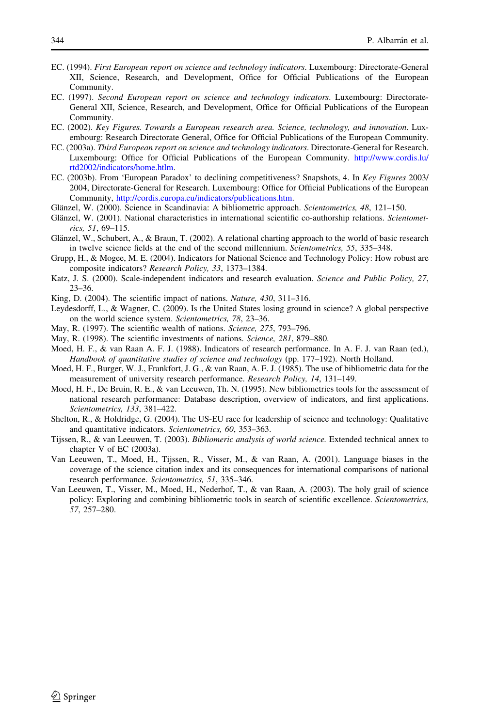EC. (1994). *First European report on science and technology indicators*. Luxembourg: Directorate-General XII, Science, Research, and Development, Office for Official Publications of the European Community.

EC. (1997). *Second European report on science and technology indicators*. Luxembourg: Directorate-General XII, Science, Research, and Development, Office for Official Publications of the European Community.

EC. (2002). *Key Figures. Towards a European research area. Science, technology, and innovation*. Luxembourg: Research Directorate General, Office for Official Publications of the European Community.

EC. (2003a). *Third European report on science and technology indicators*. Directorate-General for Research. Luxembourg: Office for Official Publications of the European Community. http://www.cordis.lu/rtd2002/indicators/home.htlm.

EC. (2003b). From 'European Paradox' to declining competitiveness? Snapshots, 4. In *Key Figures* 2003/2004, Directorate-General for Research. Luxembourg: Office for Official Publications of the European Community, http://cordis.europa.eu/indicators/publications.htm.

Glänzel, W. (2000). Science in Scandinavia: A bibliometric approach. *Scientometrics, 48*, 121–150.

Glänzel, W. (2001). National characteristics in international scientific co-authorship relations. *Scientometrics, 51*, 69–115.

Glänzel, W., Schubert, A., & Braun, T. (2002). A relational charting approach to the world of basic research in twelve science fields at the end of the second millennium. *Scientometrics, 55*, 335–348.

Grupp, H., & Mogee, M. E. (2004). Indicators for National Science and Technology Policy: How robust are composite indicators? *Research Policy, 33*, 1373–1384.

Katz, J. S. (2000). Scale-independent indicators and research evaluation. *Science and Public Policy, 27*, 23–36.

King, D. (2004). The scientific impact of nations. *Nature, 430*, 311–316.

Leydesdorff, L., & Wagner, C. (2009). Is the United States losing ground in science? A global perspective on the world science system. *Scientometrics, 78*, 23–36.

May, R. (1997). The scientific wealth of nations. *Science, 275*, 793–796.

May, R. (1998). The scientific investments of nations. *Science, 281*, 879–880.

Moed, H. F., & van Raan A. F. J. (1988). Indicators of research performance. In A. F. J. van Raan (ed.), *Handbook of quantitative studies of science and technology* (pp. 177–192). North Holland.

Moed, H. F., Burger, W. J., Frankfort, J. G., & van Raan, A. F. J. (1985). The use of bibliometric data for the measurement of university research performance. *Research Policy, 14*, 131–149.

Moed, H. F., De Bruin, R. E., & van Leeuwen, Th. N. (1995). New bibliometrics tools for the assessment of national research performance: Database description, overview of indicators, and first applications. *Scientometrics, 133*, 381–422.

Shelton, R., & Holdridge, G. (2004). The US-EU race for leadership of science and technology: Qualitative and quantitative indicators. *Scientometrics, 60*, 353–363.

Tijssen, R., & van Leeuwen, T. (2003). *Bibliomeric analysis of world science*. Extended technical annex to chapter V of EC (2003a).

Van Leeuwen, T., Moed, H., Tijssen, R., Visser, M., & van Raan, A. (2001). Language biases in the coverage of the science citation index and its consequences for international comparisons of national research performance. *Scientometrics, 51*, 335–346.

Van Leeuwen, T., Visser, M., Moed, H., Nederhof, T., & van Raan, A. (2003). The holy grail of science policy: Exploring and combining bibliometric tools in search of scientific excellence. *Scientometrics, 57*, 257–280.